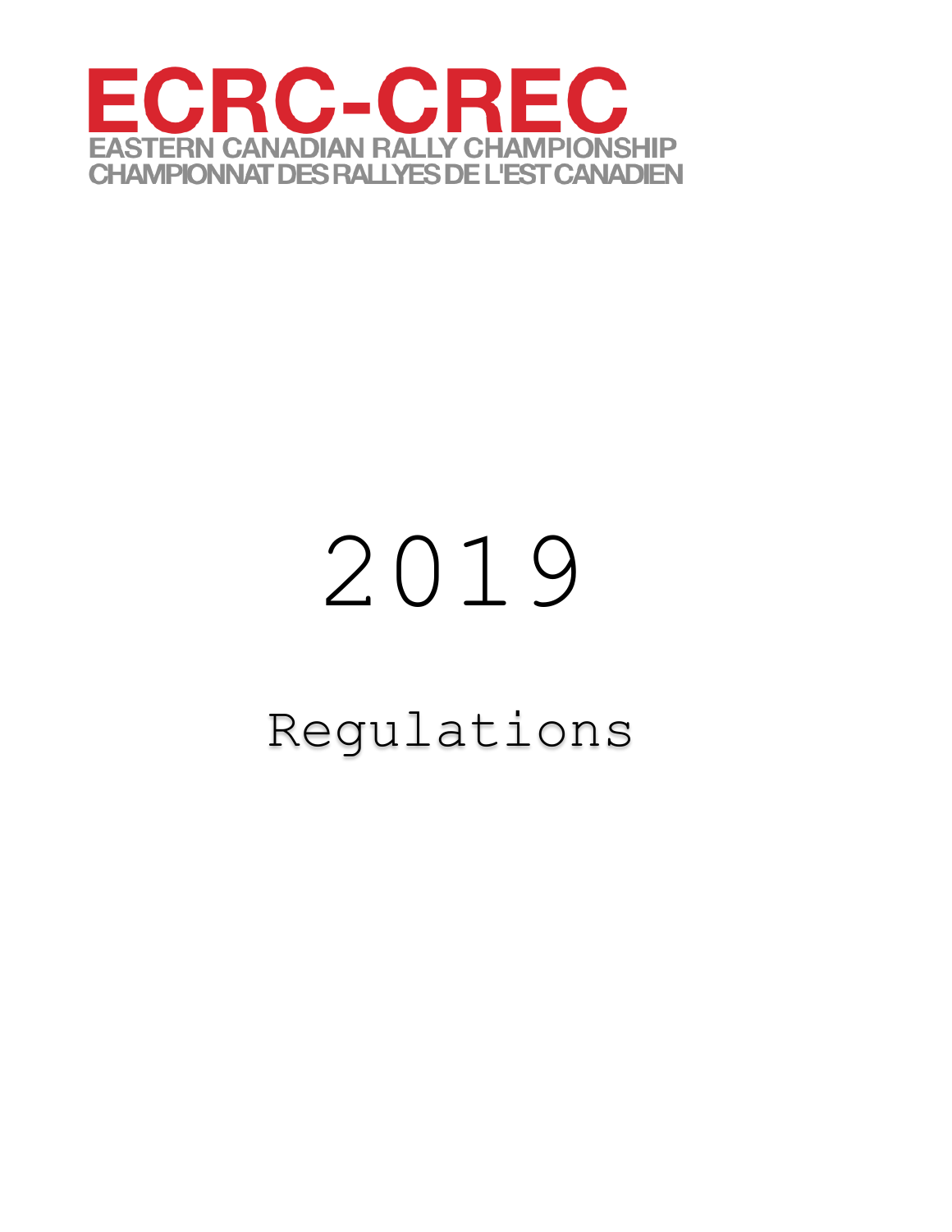# ECRC-CREC

EASTERN CANADIAN RALLY CHAMPIONSHIP

CHAMPIONNAT DES RALLYES DE L'EST CANADIEN

# 2019

## Regulations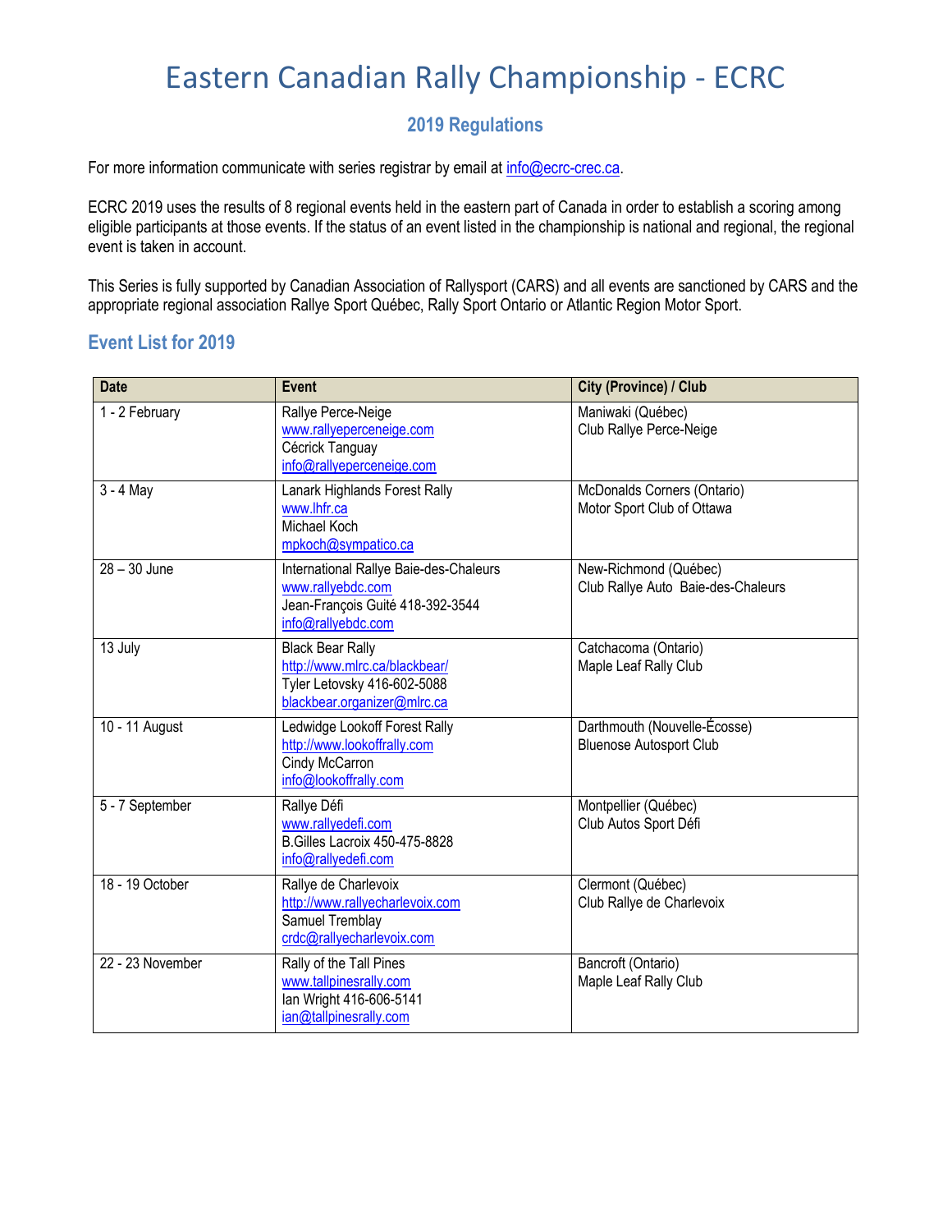# Eastern Canadian Rally Championship - ECRC

## 2019 Regulations

For more information communicate with series registrar by email at info@ecrc-crec.ca.

ECRC 2019 uses the results of 8 regional events held in the eastern part of Canada in order to establish a scoring among eligible participants at those events. If the status of an event listed in the championship is national and regional, the regional event is taken in account.

This Series is fully supported by Canadian Association of Rallysport (CARS) and all events are sanctioned by CARS and the appropriate regional association Rallye Sport Québec, Rally Sport Ontario or Atlantic Region Motor Sport.

### Event List for 2019

| Date | Event | City (Province) / Club |
|---|---|---|
| 1 - 2 February | Rallye Perce-Neige<br>www.rallyeperceneige.com<br>Cécrick Tanguay<br>info@rallyeperceneige.com | Maniwaki (Québec)<br>Club Rallye Perce-Neige |
| 3 - 4 May | Lanark Highlands Forest Rally<br>www.lhfr.ca<br>Michael Koch<br>mpkoch@sympatico.ca | McDonalds Corners (Ontario)<br>Motor Sport Club of Ottawa |
| 28 – 30 June | International Rallye Baie-des-Chaleurs<br>www.rallyebdc.com<br>Jean-François Guité 418-392-3544<br>info@rallyebdc.com | New-Richmond (Québec)<br>Club Rallye Auto Baie-des-Chaleurs |
| 13 July | Black Bear Rally<br>http://www.mlrc.ca/blackbear/<br>Tyler Letovsky 416-602-5088<br>blackbear.organizer@mlrc.ca | Catchacoma (Ontario)<br>Maple Leaf Rally Club |
| 10 - 11 August | Ledwidge Lookoff Forest Rally<br>http://www.lookoffrally.com<br>Cindy McCarron<br>info@lookoffrally.com | Darthmouth (Nouvelle-Écosse)<br>Bluenose Autosport Club |
| 5 - 7 September | Rallye Défi<br>www.rallyedefi.com<br>B.Gilles Lacroix 450-475-8828<br>info@rallyedefi.com | Montpellier (Québec)<br>Club Autos Sport Défi |
| 18 - 19 October | Rallye de Charlevoix<br>http://www.rallyecharlevoix.com<br>Samuel Tremblay<br>crdc@rallyecharlevoix.com | Clermont (Québec)<br>Club Rallye de Charlevoix |
| 22 - 23 November | Rally of the Tall Pines<br>www.tallpinesrally.com<br>Ian Wright 416-606-5141<br>ian@tallpinesrally.com | Bancroft (Ontario)<br>Maple Leaf Rally Club |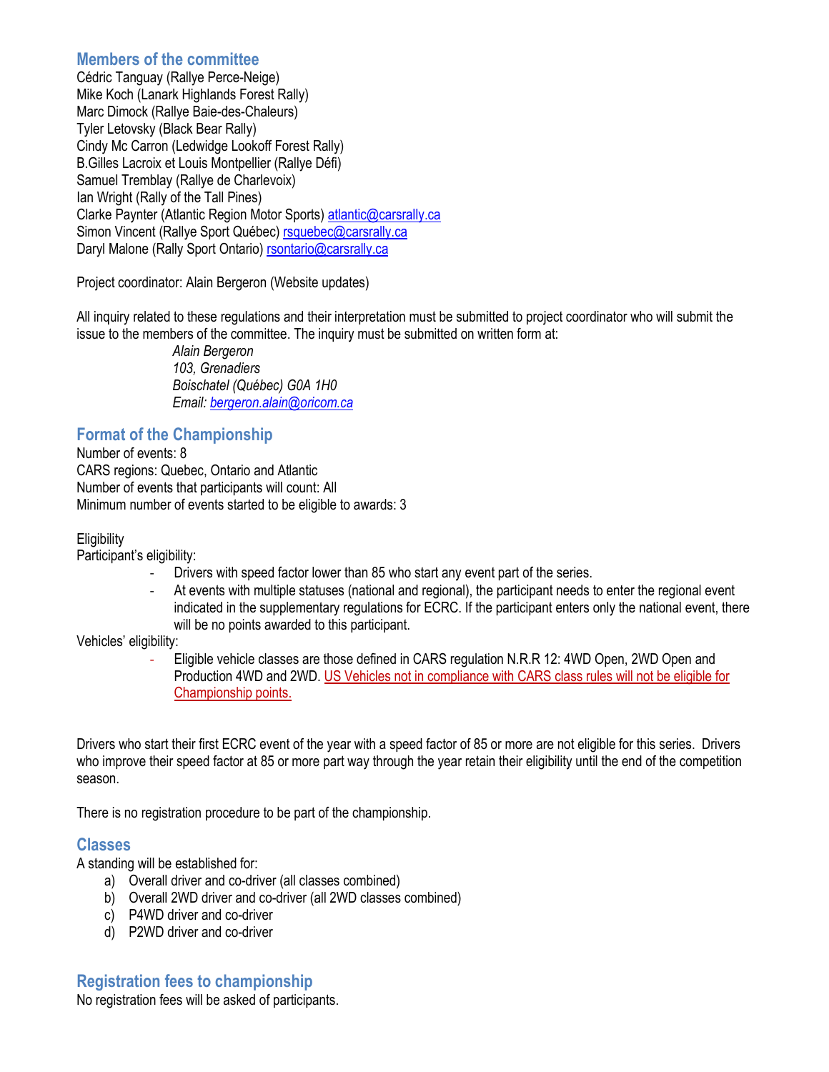## Members of the committee

Cédric Tanguay (Rallye Perce-Neige)
Mike Koch (Lanark Highlands Forest Rally)
Marc Dimock (Rallye Baie-des-Chaleurs)
Tyler Letovsky (Black Bear Rally)
Cindy Mc Carron (Ledwidge Lookoff Forest Rally)
B.Gilles Lacroix et Louis Montpellier (Rallye Défi)
Samuel Tremblay (Rallye de Charlevoix)
Ian Wright (Rally of the Tall Pines)
Clarke Paynter (Atlantic Region Motor Sports) atlantic@carsrally.ca
Simon Vincent (Rallye Sport Québec) rsquebec@carsrally.ca
Daryl Malone (Rally Sport Ontario) rsontario@carsrally.ca

Project coordinator: Alain Bergeron (Website updates)

All inquiry related to these regulations and their interpretation must be submitted to project coordinator who will submit the issue to the members of the committee. The inquiry must be submitted on written form at:

*Alain Bergeron*
*103, Grenadiers*
*Boischatel (Québec) G0A 1H0*
*Email: bergeron.alain@oricom.ca*

## Format of the Championship

Number of events: 8
CARS regions: Quebec, Ontario and Atlantic
Number of events that participants will count: All
Minimum number of events started to be eligible to awards: 3

Eligibility
Participant's eligibility:

- Drivers with speed factor lower than 85 who start any event part of the series.
- At events with multiple statuses (national and regional), the participant needs to enter the regional event indicated in the supplementary regulations for ECRC. If the participant enters only the national event, there will be no points awarded to this participant.

Vehicles' eligibility:

- Eligible vehicle classes are those defined in CARS regulation N.R.R 12: 4WD Open, 2WD Open and Production 4WD and 2WD. US Vehicles not in compliance with CARS class rules will not be eligible for Championship points.

Drivers who start their first ECRC event of the year with a speed factor of 85 or more are not eligible for this series. Drivers who improve their speed factor at 85 or more part way through the year retain their eligibility until the end of the competition season.

There is no registration procedure to be part of the championship.

## Classes

A standing will be established for:

a) Overall driver and co-driver (all classes combined)
b) Overall 2WD driver and co-driver (all 2WD classes combined)
c) P4WD driver and co-driver
d) P2WD driver and co-driver

## Registration fees to championship

No registration fees will be asked of participants.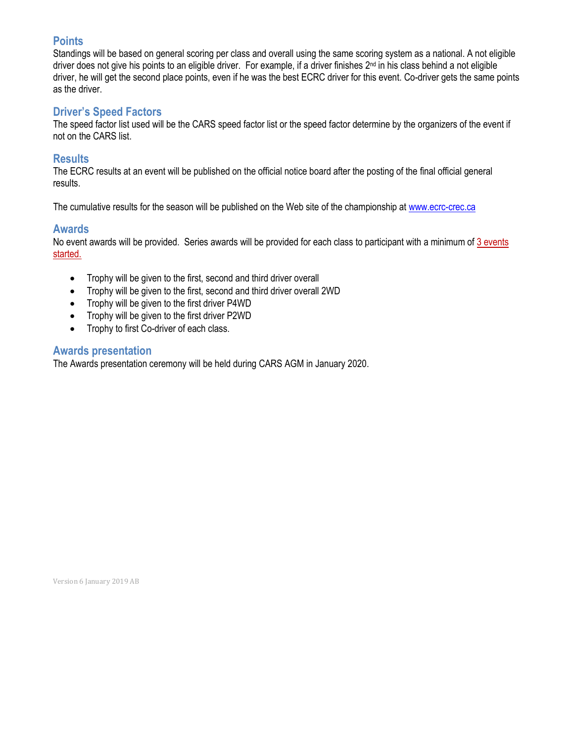## Points

Standings will be based on general scoring per class and overall using the same scoring system as a national. A not eligible driver does not give his points to an eligible driver. For example, if a driver finishes 2nd in his class behind a not eligible driver, he will get the second place points, even if he was the best ECRC driver for this event. Co-driver gets the same points as the driver.

## Driver's Speed Factors

The speed factor list used will be the CARS speed factor list or the speed factor determine by the organizers of the event if not on the CARS list.

## Results

The ECRC results at an event will be published on the official notice board after the posting of the final official general results.

The cumulative results for the season will be published on the Web site of the championship at www.ecrc-crec.ca

## Awards

No event awards will be provided. Series awards will be provided for each class to participant with a minimum of 3 events started.

- Trophy will be given to the first, second and third driver overall
- Trophy will be given to the first, second and third driver overall 2WD
- Trophy will be given to the first driver P4WD
- Trophy will be given to the first driver P2WD
- Trophy to first Co-driver of each class.

## Awards presentation

The Awards presentation ceremony will be held during CARS AGM in January 2020.

Version 6 January 2019 AB